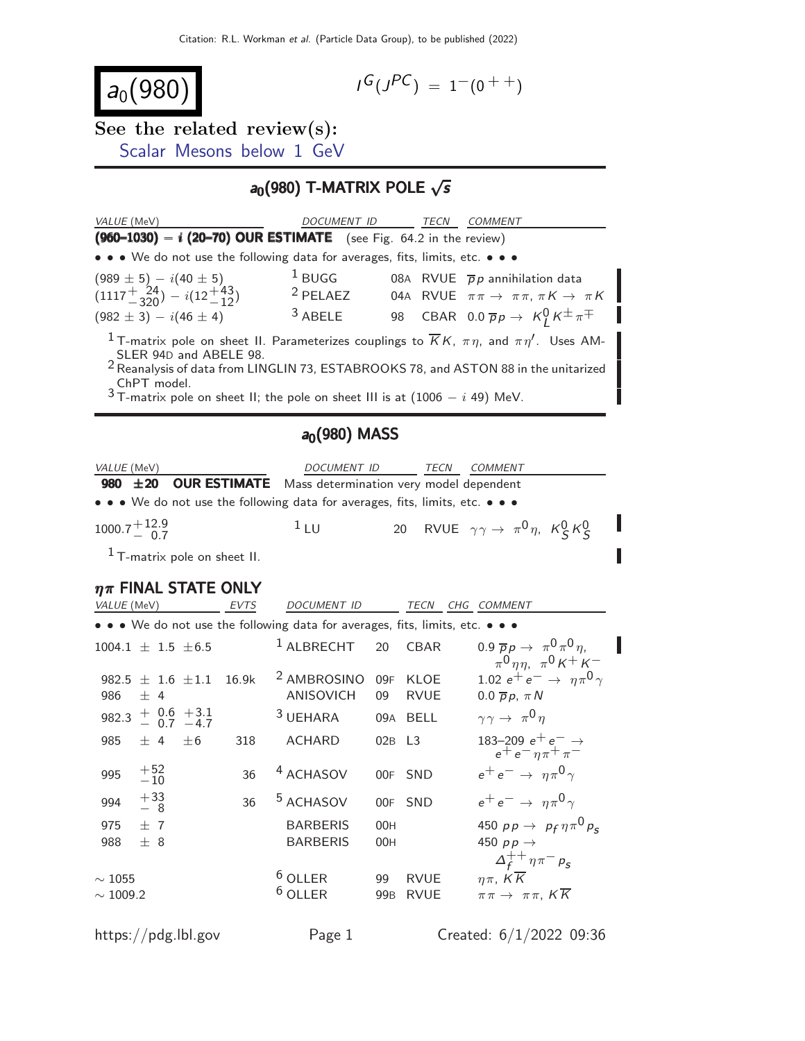# $a_0(980)$

$$I^G(J^{PC}) = 1^-(0^{++})$$

**See the related review(s):**

Scalar Mesons below 1 GeV

## $a_0(980)$ T-MATRIX POLE $\sqrt{s}$

| VALUE (MeV) | DOCUMENT ID | TECN | COMMENT |
|---|---|---|---|
| **(960–1030) − $i$ (20–70) OUR ESTIMATE** | (see Fig. 64.2 in the review) | | |
| • • • We do not use the following data for averages, fits, limits, etc. • • • | | | |
| $(989 \pm 5) - i(40 \pm 5)$ | [1] BUGG | 08A RVUE | $\overline{p}p$ annihilation data |
| $(1117^{+24}_{-320}) - i(12^{+43}_{-12})$ | [2] PELAEZ | 04A RVUE | $\pi\pi \rightarrow \pi\pi$, $\pi K \rightarrow \pi K$ |
| $(982 \pm 3) - i(46 \pm 4)$ | [3] ABELE | 98 CBAR | 0.0 $\overline{p}p \rightarrow K^0_L K^\pm \pi^\mp$ |

[1] T-matrix pole on sheet II. Parameterizes couplings to $\overline{K}K$, $\pi\eta$, and $\pi\eta'$. Uses AMSLER 94D and ABELE 98.

[2] Reanalysis of data from LINGLIN 73, ESTABROOKS 78, and ASTON 88 in the unitarized ChPT model.

[3] T-matrix pole on sheet II; the pole on sheet III is at $(1006 - i\ 49)$ MeV.

## $a_0(980)$ MASS

| VALUE (MeV) | DOCUMENT ID | TECN | COMMENT |
|---|---|---|---|
| **980 ±20 OUR ESTIMATE** | Mass determination very model dependent | | |
| • • • We do not use the following data for averages, fits, limits, etc. • • • | | | |
| $1000.7^{+12.9}_{-\ 0.7}$ | [1] LU | 20 RVUE | $\gamma\gamma \rightarrow \pi^0\eta$, $K^0_S K^0_S$ |

[1] T-matrix pole on sheet II.

### $\eta\pi$ FINAL STATE ONLY

| VALUE (MeV) | EVTS | DOCUMENT ID | TECN | CHG | COMMENT |
|---|---|---|---|---|---|
| • • • We do not use the following data for averages, fits, limits, etc. • • • | | | | | |
| $1004.1 \pm 1.5 \pm 6.5$ | | [1] ALBRECHT | 20 CBAR | | 0.9 $\overline{p}p \rightarrow \pi^0\pi^0\eta$, $\pi^0\eta\eta$, $\pi^0 K^+ K^-$ |
| $982.5 \pm 1.6 \pm 1.1$ | 16.9k | [2] AMBROSINO | 09F KLOE | | 1.02 $e^+e^- \rightarrow \eta\pi^0\gamma$ |
| $986 \pm 4$ | | ANISOVICH | 09 RVUE | | 0.0 $\overline{p}p$, $\pi N$ |
| $982.3^{+0.6}_{-0.7}{}^{+3.1}_{-4.7}$ | | [3] UEHARA | 09A BELL | | $\gamma\gamma \rightarrow \pi^0\eta$ |
| $985 \pm 4 \pm 6$ | 318 | ACHARD | 02B L3 | | 183–209 $e^+e^- \rightarrow e^+e^-\eta\pi^+\pi^-$ |
| $995^{+52}_{-10}$ | 36 | [4] ACHASOV | 00F SND | | $e^+e^- \rightarrow \eta\pi^0\gamma$ |
| $994^{+33}_{-\ 8}$ | 36 | [5] ACHASOV | 00F SND | | $e^+e^- \rightarrow \eta\pi^0\gamma$ |
| $975 \pm 7$ | | BARBERIS | 00H | | 450 $pp \rightarrow p_f \eta\pi^0 p_s$ |
| $988 \pm 8$ | | BARBERIS | 00H | | 450 $pp \rightarrow \Delta^{++}_f \eta\pi^- p_s$ |
| $\sim 1055$ | | [6] OLLER | 99 RVUE | | $\eta\pi$, $K\overline{K}$ |
| $\sim 1009.2$ | | [6] OLLER | 99B RVUE | | $\pi\pi \rightarrow \pi\pi$, $K\overline{K}$ |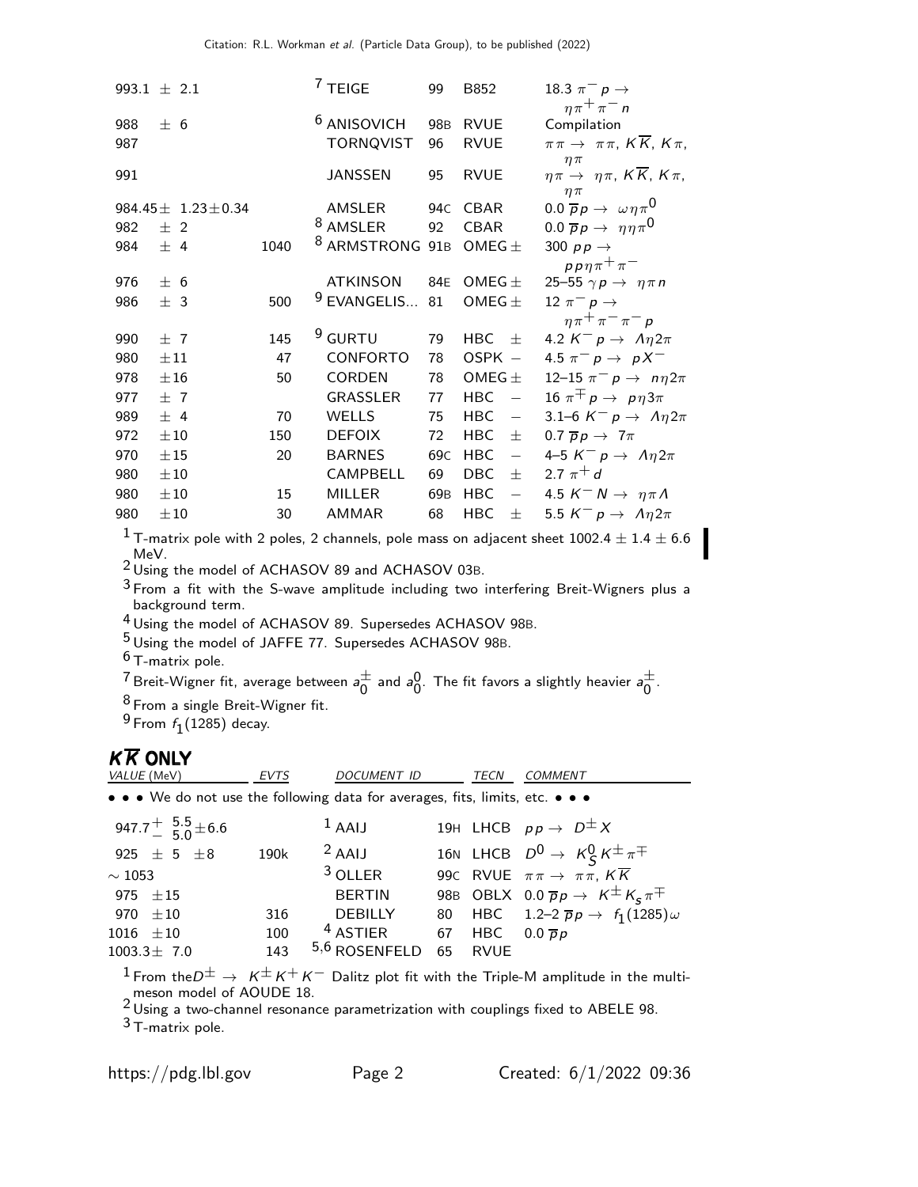| | | | | | |
|---|---|---|---|---|---|
| 993.1 ± 2.1 | | [7] TEIGE | 99 | B852 | 18.3 $\pi^- p \to \eta \pi^+ \pi^- n$ |
| 988 ± 6 | | [6] ANISOVICH | 98B | RVUE | Compilation |
| 987 | | TORNQVIST | 96 | RVUE | $\pi\pi \to \pi\pi$, $K\overline{K}$, $K\pi$, $\eta\pi$ |
| 991 | | JANSSEN | 95 | RVUE | $\eta\pi \to \eta\pi$, $K\overline{K}$, $K\pi$, $\eta\pi$ |
| 984.45 ± 1.23 ± 0.34 | | AMSLER | 94C | CBAR | 0.0 $\overline{p}p \to \omega\eta\pi^0$ |
| 982 ± 2 | | [8] AMSLER | 92 | CBAR | 0.0 $\overline{p}p \to \eta\eta\pi^0$ |
| 984 ± 4 | 1040 | [8] ARMSTRONG | 91B | OMEG ± | 300 $pp \to pp\eta\pi^+\pi^-$ |
| 976 ± 6 | | ATKINSON | 84E | OMEG ± | 25–55 $\gamma p \to \eta\pi n$ |
| 986 ± 3 | 500 | [9] EVANGELIS... | 81 | OMEG ± | 12 $\pi^- p \to \eta\pi^+\pi^-\pi^- p$ |
| 990 ± 7 | 145 | [9] GURTU | 79 | HBC ± | 4.2 $K^- p \to \Lambda\eta 2\pi$ |
| 980 ± 11 | 47 | CONFORTO | 78 | OSPK − | 4.5 $\pi^- p \to pX^-$ |
| 978 ± 16 | 50 | CORDEN | 78 | OMEG ± | 12–15 $\pi^- p \to n\eta 2\pi$ |
| 977 ± 7 | | GRASSLER | 77 | HBC − | 16 $\pi^\mp p \to p\eta 3\pi$ |
| 989 ± 4 | 70 | WELLS | 75 | HBC − | 3.1–6 $K^- p \to \Lambda\eta 2\pi$ |
| 972 ± 10 | 150 | DEFOIX | 72 | HBC ± | 0.7 $\overline{p}p \to 7\pi$ |
| 970 ± 15 | 20 | BARNES | 69C | HBC − | 4–5 $K^- p \to \Lambda\eta 2\pi$ |
| 980 ± 10 | | CAMPBELL | 69 | DBC ± | 2.7 $\pi^+ d$ |
| 980 ± 10 | 15 | MILLER | 69B | HBC − | 4.5 $K^- N \to \eta\pi\Lambda$ |
| 980 ± 10 | 30 | AMMAR | 68 | HBC ± | 5.5 $K^- p \to \Lambda\eta 2\pi$ |

[1] T-matrix pole with 2 poles, 2 channels, pole mass on adjacent sheet 1002.4 ± 1.4 ± 6.6 MeV.
[2] Using the model of ACHASOV 89 and ACHASOV 03B.
[3] From a fit with the S-wave amplitude including two interfering Breit-Wigners plus a background term.
[4] Using the model of ACHASOV 89. Supersedes ACHASOV 98B.
[5] Using the model of JAFFE 77. Supersedes ACHASOV 98B.
[6] T-matrix pole.
[7] Breit-Wigner fit, average between $a_0^\pm$ and $a_0^0$. The fit favors a slightly heavier $a_0^\pm$.
[8] From a single Breit-Wigner fit.
[9] From $f_1(1285)$ decay.

## $K\overline{K}$ ONLY

| VALUE (MeV) | EVTS | DOCUMENT ID | | TECN | COMMENT |
|---|---|---|---|---|---|
| • • • We do not use the following data for averages, fits, limits, etc. • • • | | | | | |
| $947.7^{+5.5}_{-5.0} \pm 6.6$ | | [1] AAIJ | 19H | LHCB | $pp \to D^\pm X$ |
| 925 ± 5 ± 8 | 190k | [2] AAIJ | 16N | LHCB | $D^0 \to K_S^0 K^\pm \pi^\mp$ |
| ∼ 1053 | | [3] OLLER | 99C | RVUE | $\pi\pi \to \pi\pi$, $K\overline{K}$ |
| 975 ± 15 | | BERTIN | 98B | OBLX | 0.0 $\overline{p}p \to K^\pm K_s \pi^\mp$ |
| 970 ± 10 | 316 | DEBILLY | 80 | HBC | 1.2–2 $\overline{p}p \to f_1(1285)\omega$ |
| 1016 ± 10 | 100 | [4] ASTIER | 67 | HBC | 0.0 $\overline{p}p$ |
| 1003.3 ± 7.0 | 143 | [5,6] ROSENFELD | 65 | RVUE | |

[1] From the $D^\pm \to K^\pm K^+ K^-$ Dalitz plot fit with the Triple-M amplitude in the multi-meson model of AOUDE 18.
[2] Using a two-channel resonance parametrization with couplings fixed to ABELE 98.
[3] T-matrix pole.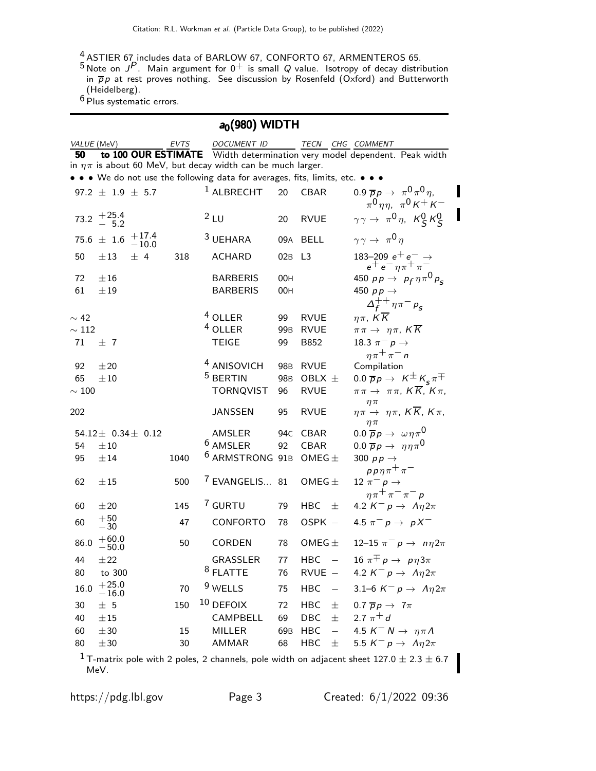[4] ASTIER 67 includes data of BARLOW 67, CONFORTO 67, ARMENTEROS 65.

[5] Note on $J^P$. Main argument for $0^+$ is small $Q$ value. Isotropy of decay distribution in $\overline{p}p$ at rest proves nothing. See discussion by Rosenfeld (Oxford) and Butterworth (Heidelberg).

[6] Plus systematic errors.

## $a_0(980)$ WIDTH

| VALUE (MeV) | EVTS | DOCUMENT ID | | TECN | CHG | COMMENT |
|---|---|---|---|---|---|---|
| **50 to 100 OUR ESTIMATE** | | Width determination very model dependent. Peak width in $\eta\pi$ is about 60 MeV, but decay width can be much larger. | | | | |
| • • • We do not use the following data for averages, fits, limits, etc. • • • | | | | | | |
| $97.2 \pm 1.9 \pm 5.7$ | | [1] ALBRECHT | 20 | CBAR | | $0.9\ \overline{p}p \to \pi^0\pi^0\eta,\ \pi^0\eta\eta,\ \pi^0K^+K^-$ |
| $73.2\ ^{+25.4}_{-5.2}$ | | [2] LU | 20 | RVUE | | $\gamma\gamma \to \pi^0\eta,\ K^0_S K^0_S$ |
| $75.6 \pm 1.6\ ^{+17.4}_{-10.0}$ | | [3] UEHARA | 09A | BELL | | $\gamma\gamma \to \pi^0\eta$ |
| $50 \pm 13 \pm 4$ | 318 | ACHARD | 02B | L3 | | 183–209 $e^+e^- \to e^+e^-\eta\pi^+\pi^-$ |
| $72 \pm 16$ | | BARBERIS | 00H | | | 450 $pp \to p_f\eta\pi^0 p_s$ |
| $61 \pm 19$ | | BARBERIS | 00H | | | 450 $pp \to \Delta^{++}_f\eta\pi^- p_s$ |
| $\sim 42$ | | [4] OLLER | 99 | RVUE | | $\eta\pi,\ K\overline{K}$ |
| $\sim 112$ | | [4] OLLER | 99B | RVUE | | $\pi\pi \to \eta\pi,\ K\overline{K}$ |
| $71 \pm 7$ | | TEIGE | 99 | B852 | | 18.3 $\pi^-p \to \eta\pi^+\pi^-n$ |
| $92 \pm 20$ | | [4] ANISOVICH | 98B | RVUE | | Compilation |
| $65 \pm 10$ | | [5] BERTIN | 98B | OBLX | $\pm$ | 0.0 $\overline{p}p \to K^\pm K_s\pi^\mp$ |
| $\sim 100$ | | TORNQVIST | 96 | RVUE | | $\pi\pi \to \pi\pi,\ K\overline{K},\ K\pi,\ \eta\pi$ |
| 202 | | JANSSEN | 95 | RVUE | | $\eta\pi \to \eta\pi,\ K\overline{K},\ K\pi,\ \eta\pi$ |
| $54.12 \pm 0.34 \pm 0.12$ | | AMSLER | 94C | CBAR | | 0.0 $\overline{p}p \to \omega\eta\pi^0$ |
| $54 \pm 10$ | | [6] AMSLER | 92 | CBAR | | 0.0 $\overline{p}p \to \eta\eta\pi^0$ |
| $95 \pm 14$ | 1040 | [6] ARMSTRONG | 91B | OMEG | $\pm$ | 300 $pp \to pp\eta\pi^+\pi^-$ |
| $62 \pm 15$ | 500 | [7] EVANGELIS... | 81 | OMEG | $\pm$ | 12 $\pi^-p \to \eta\pi^+\pi^-\pi^-p$ |
| $60 \pm 20$ | 145 | [7] GURTU | 79 | HBC | $\pm$ | 4.2 $K^-p \to \Lambda\eta 2\pi$ |
| $60\ ^{+50}_{-30}$ | 47 | CONFORTO | 78 | OSPK | $-$ | 4.5 $\pi^-p \to pX^-$ |
| $86.0\ ^{+60.0}_{-50.0}$ | 50 | CORDEN | 78 | OMEG | $\pm$ | 12–15 $\pi^-p \to n\eta 2\pi$ |
| $44 \pm 22$ | | GRASSLER | 77 | HBC | $-$ | 16 $\pi^\mp p \to p\eta 3\pi$ |
| 80 to 300 | | [8] FLATTE | 76 | RVUE | $-$ | 4.2 $K^-p \to \Lambda\eta 2\pi$ |
| $16.0\ ^{+25.0}_{-16.0}$ | 70 | [9] WELLS | 75 | HBC | $-$ | 3.1–6 $K^-p \to \Lambda\eta 2\pi$ |
| $30 \pm 5$ | 150 | [10] DEFOIX | 72 | HBC | $\pm$ | 0.7 $\overline{p}p \to 7\pi$ |
| $40 \pm 15$ | | CAMPBELL | 69 | DBC | $\pm$ | 2.7 $\pi^+d$ |
| $60 \pm 30$ | 15 | MILLER | 69B | HBC | $-$ | 4.5 $K^-N \to \eta\pi\Lambda$ |
| $80 \pm 30$ | 30 | AMMAR | 68 | HBC | $\pm$ | 5.5 $K^-p \to \Lambda\eta 2\pi$ |

[1] T-matrix pole with 2 poles, 2 channels, pole width on adjacent sheet $127.0 \pm 2.3 \pm 6.7$ MeV.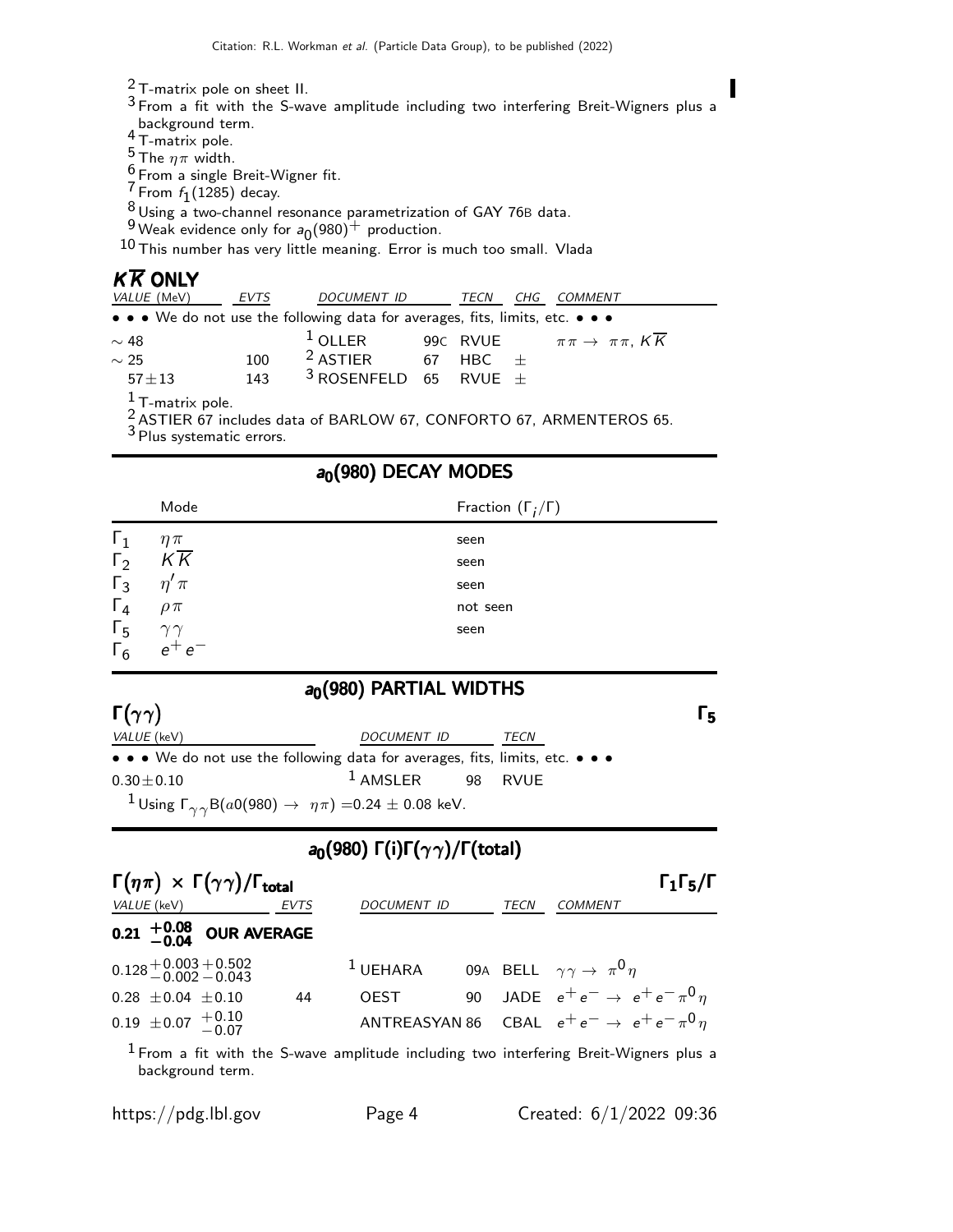[2] T-matrix pole on sheet II.
[3] From a fit with the S-wave amplitude including two interfering Breit-Wigners plus a background term.
[4] T-matrix pole.
[5] The $\eta\pi$ width.
[6] From a single Breit-Wigner fit.
[7] From $f_1(1285)$ decay.
[8] Using a two-channel resonance parametrization of GAY 76B data.
[9] Weak evidence only for $a_0(980)^+$ production.
[10] This number has very little meaning. Error is much too small. Vlada

## $K\overline{K}$ ONLY

| VALUE (MeV) | EVTS | DOCUMENT ID | | TECN | CHG | COMMENT |
|---|---|---|---|---|---|---|
| • • • We do not use the following data for averages, fits, limits, etc. • • • | | | | | | |
| $\sim 48$ | | [1] OLLER | 99C | RVUE | | $\pi\pi \to \pi\pi$, $K\overline{K}$ |
| $\sim 25$ | 100 | [2] ASTIER | 67 | HBC | $\pm$ | |
| $57\pm13$ | 143 | [3] ROSENFELD | 65 | RVUE | $\pm$ | |

[1] T-matrix pole.
[2] ASTIER 67 includes data of BARLOW 67, CONFORTO 67, ARMENTEROS 65.
[3] Plus systematic errors.

## $a_0(980)$ DECAY MODES

| | Mode | Fraction ($\Gamma_i/\Gamma$) |
|---|---|---|
| $\Gamma_1$ | $\eta\pi$ | seen |
| $\Gamma_2$ | $K\overline{K}$ | seen |
| $\Gamma_3$ | $\eta'\pi$ | seen |
| $\Gamma_4$ | $\rho\pi$ | not seen |
| $\Gamma_5$ | $\gamma\gamma$ | seen |
| $\Gamma_6$ | $e^+e^-$ | |

## $a_0(980)$ PARTIAL WIDTHS

### $\Gamma(\gamma\gamma)$ — $\Gamma_5$

| VALUE (keV) | DOCUMENT ID | | TECN |
|---|---|---|---|
| • • • We do not use the following data for averages, fits, limits, etc. • • • | | | |
| $0.30\pm0.10$ | [1] AMSLER | 98 | RVUE |

[1] Using $\Gamma_{\gamma\gamma}B(a0(980) \to \eta\pi) = 0.24 \pm 0.08$ keV.

## $a_0(980)$ $\Gamma(i)\Gamma(\gamma\gamma)/\Gamma(\text{total})$

### $\Gamma(\eta\pi) \times \Gamma(\gamma\gamma)/\Gamma_{\text{total}}$ — $\Gamma_1\Gamma_5/\Gamma$

| VALUE (keV) | EVTS | DOCUMENT ID | | TECN | COMMENT |
|---|---|---|---|---|---|
| **$0.21\ ^{+0.08}_{-0.04}$ OUR AVERAGE** | | | | | |
| $0.128\ ^{+0.003}_{-0.002}\ ^{+0.502}_{-0.043}$ | | [1] UEHARA | 09A | BELL | $\gamma\gamma \to \pi^0\eta$ |
| $0.28\ \pm0.04\ \pm0.10$ | 44 | OEST | 90 | JADE | $e^+e^- \to e^+e^-\pi^0\eta$ |
| $0.19\ \pm0.07\ ^{+0.10}_{-0.07}$ | | ANTREASYAN | 86 | CBAL | $e^+e^- \to e^+e^-\pi^0\eta$ |

[1] From a fit with the S-wave amplitude including two interfering Breit-Wigners plus a background term.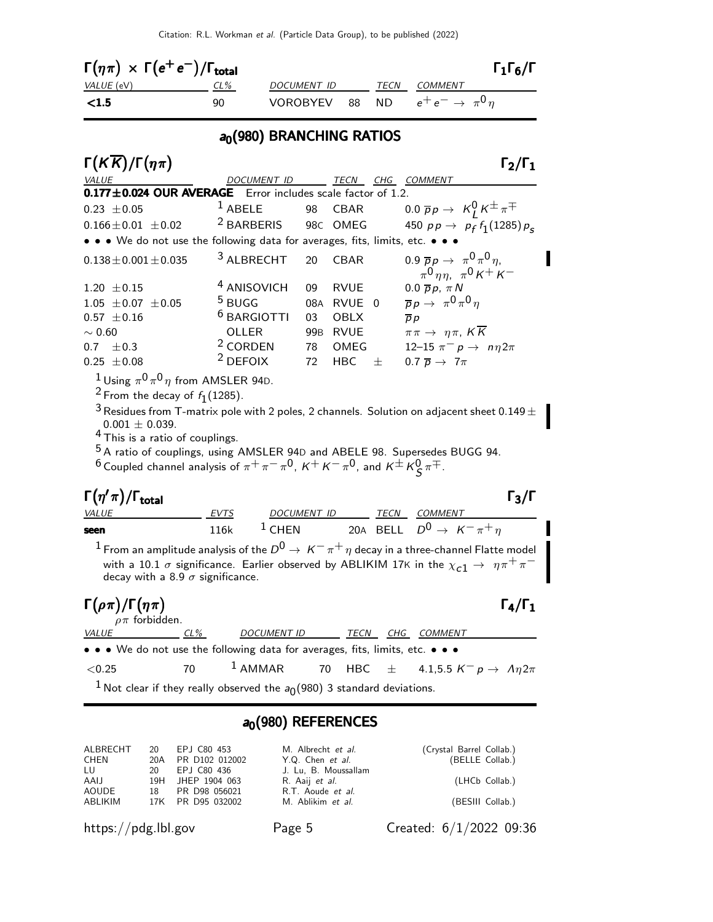### $\Gamma(\eta\pi) \times \Gamma(e^+e^-)/\Gamma_{\text{total}}$ $\Gamma_1\Gamma_6/\Gamma$

| VALUE (eV) | CL% | DOCUMENT ID | | TECN | COMMENT |
|---|---|---|---|---|---|
| **<1.5** | 90 | VOROBYEV | 88 | ND | $e^+e^- \rightarrow \pi^0\eta$ |

## $a_0(980)$ BRANCHING RATIOS

### $\Gamma(K\overline{K})/\Gamma(\eta\pi)$ $\Gamma_2/\Gamma_1$

| VALUE | DOCUMENT ID | | TECN | CHG | COMMENT |
|---|---|---|---|---|---|
| **0.177±0.024 OUR AVERAGE** Error includes scale factor of 1.2. | | | | | |
| 0.23 ±0.05 | [1] ABELE | 98 | CBAR | | 0.0 $\overline{p}p \rightarrow K^0_L K^\pm \pi^\mp$ |
| 0.166±0.01 ±0.02 | [2] BARBERIS | 98C | OMEG | | 450 $pp \rightarrow p_f f_1(1285) p_s$ |
| • • • We do not use the following data for averages, fits, limits, etc. • • • | | | | | |
| 0.138±0.001±0.035 | [3] ALBRECHT | 20 | CBAR | | 0.9 $\overline{p}p \rightarrow \pi^0\pi^0\eta$, $\pi^0\eta\eta$, $\pi^0 K^+ K^-$ |
| 1.20 ±0.15 | [4] ANISOVICH | 09 | RVUE | | 0.0 $\overline{p}p$, $\pi N$ |
| 1.05 ±0.07 ±0.05 | [5] BUGG | 08A | RVUE | 0 | $\overline{p}p \rightarrow \pi^0\pi^0\eta$ |
| 0.57 ±0.16 | [6] BARGIOTTI | 03 | OBLX | | $\overline{p}p$ |
| ∼ 0.60 | OLLER | 99B | RVUE | | $\pi\pi \rightarrow \eta\pi$, $K\overline{K}$ |
| 0.7 ±0.3 | [2] CORDEN | 78 | OMEG | | 12–15 $\pi^- p \rightarrow n\eta 2\pi$ |
| 0.25 ±0.08 | [2] DEFOIX | 72 | HBC | ± | 0.7 $\overline{p} \rightarrow 7\pi$ |

[1] Using $\pi^0\pi^0\eta$ from AMSLER 94D.
[2] From the decay of $f_1(1285)$.
[3] Residues from T-matrix pole with 2 poles, 2 channels. Solution on adjacent sheet 0.149 ± 0.001 ± 0.039.
[4] This is a ratio of couplings.
[5] A ratio of couplings, using AMSLER 94D and ABELE 98. Supersedes BUGG 94.
[6] Coupled channel analysis of $\pi^+\pi^-\pi^0$, $K^+K^-\pi^0$, and $K^\pm K^0_S \pi^\mp$.

### $\Gamma(\eta'\pi)/\Gamma_{\text{total}}$ $\Gamma_3/\Gamma$

| VALUE | EVTS | DOCUMENT ID | | TECN | COMMENT |
|---|---|---|---|---|---|
| **seen** | 116k | [1] CHEN | 20A | BELL | $D^0 \rightarrow K^-\pi^+\eta$ |

[1] From an amplitude analysis of the $D^0 \rightarrow K^-\pi^+\eta$ decay in a three-channel Flatte model with a 10.1 $\sigma$ significance. Earlier observed by ABLIKIM 17K in the $\chi_{c1} \rightarrow \eta\pi^+\pi^-$ decay with a 8.9 $\sigma$ significance.

### $\Gamma(\rho\pi)/\Gamma(\eta\pi)$ $\Gamma_4/\Gamma_1$

$\rho\pi$ forbidden.

| VALUE | CL% | DOCUMENT ID | | TECN | CHG | COMMENT |
|---|---|---|---|---|---|---|
| • • • We do not use the following data for averages, fits, limits, etc. • • • | | | | | | |
| <0.25 | 70 | [1] AMMAR | 70 | HBC | ± | 4.1,5.5 $K^- p \rightarrow \Lambda\eta 2\pi$ |

[1] Not clear if they really observed the $a_0(980)$ 3 standard deviations.

## $a_0(980)$ REFERENCES

| | | | | |
|---|---|---|---|---|
| ALBRECHT | 20 | EPJ C80 453 | M. Albrecht *et al.* | (Crystal Barrel Collab.) |
| CHEN | 20A | PR D102 012002 | Y.Q. Chen *et al.* | (BELLE Collab.) |
| LU | 20 | EPJ C80 436 | J. Lu, B. Moussallam | |
| AAIJ | 19H | JHEP 1904 063 | R. Aaij *et al.* | (LHCb Collab.) |
| AOUDE | 18 | PR D98 056021 | R.T. Aoude *et al.* | |
| ABLIKIM | 17K | PR D95 032002 | M. Ablikim *et al.* | (BESIII Collab.) |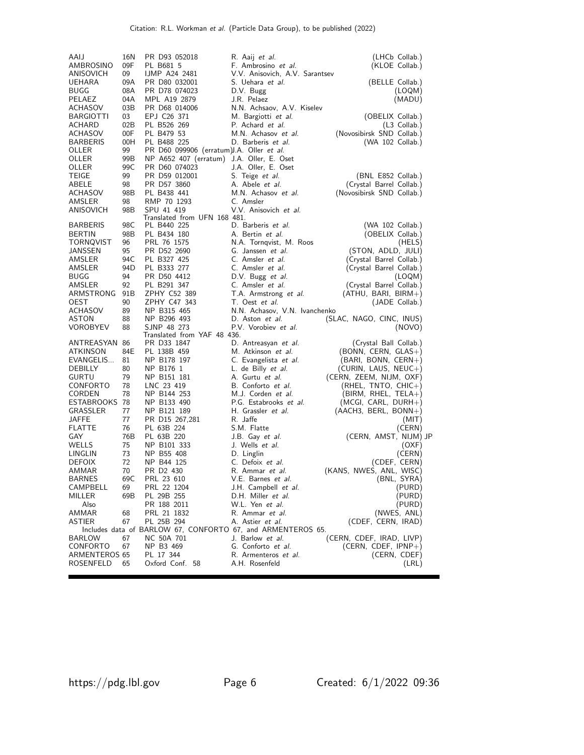| | | | | |
|---|---|---|---|---|
| AAIJ | 16N | PR D93 052018 | R. Aaij *et al.* | (LHCb Collab.) |
| AMBROSINO | 09F | PL B681 5 | F. Ambrosino *et al.* | (KLOE Collab.) |
| ANISOVICH | 09 | IJMP A24 2481 | V.V. Anisovich, A.V. Sarantsev | |
| UEHARA | 09A | PR D80 032001 | S. Uehara *et al.* | (BELLE Collab.) |
| BUGG | 08A | PR D78 074023 | D.V. Bugg | (LOQM) |
| PELAEZ | 04A | MPL A19 2879 | J.R. Pelaez | (MADU) |
| ACHASOV | 03B | PR D68 014006 | N.N. Achsaov, A.V. Kiselev | |
| BARGIOTTI | 03 | EPJ C26 371 | M. Bargiotti *et al.* | (OBELIX Collab.) |
| ACHARD | 02B | PL B526 269 | P. Achard *et al.* | (L3 Collab.) |
| ACHASOV | 00F | PL B479 53 | M.N. Achasov *et al.* | (Novosibirsk SND Collab.) |
| BARBERIS | 00H | PL B488 225 | D. Barberis *et al.* | (WA 102 Collab.) |
| OLLER | 99 | PR D60 099906 (erratum) | J.A. Oller *et al.* | |
| OLLER | 99B | NP A652 407 (erratum) | J.A. Oller, E. Oset | |
| OLLER | 99C | PR D60 074023 | J.A. Oller, E. Oset | |
| TEIGE | 99 | PR D59 012001 | S. Teige *et al.* | (BNL E852 Collab.) |
| ABELE | 98 | PR D57 3860 | A. Abele *et al.* | (Crystal Barrel Collab.) |
| ACHASOV | 98B | PL B438 441 | M.N. Achasov *et al.* | (Novosibirsk SND Collab.) |
| AMSLER | 98 | RMP 70 1293 | C. Amsler | |
| ANISOVICH | 98B | SPU 41 419 | V.V. Anisovich *et al.* | |
| | | Translated from UFN 168 481. | | |
| BARBERIS | 98C | PL B440 225 | D. Barberis *et al.* | (WA 102 Collab.) |
| BERTIN | 98B | PL B434 180 | A. Bertin *et al.* | (OBELIX Collab.) |
| TORNQVIST | 96 | PRL 76 1575 | N.A. Tornqvist, M. Roos | (HELS) |
| JANSSEN | 95 | PR D52 2690 | G. Janssen *et al.* | (STON, ADLD, JULI) |
| AMSLER | 94C | PL B327 425 | C. Amsler *et al.* | (Crystal Barrel Collab.) |
| AMSLER | 94D | PL B333 277 | C. Amsler *et al.* | (Crystal Barrel Collab.) |
| BUGG | 94 | PR D50 4412 | D.V. Bugg *et al.* | (LOQM) |
| AMSLER | 92 | PL B291 347 | C. Amsler *et al.* | (Crystal Barrel Collab.) |
| ARMSTRONG | 91B | ZPHY C52 389 | T.A. Armstrong *et al.* | (ATHU, BARI, BIRM+) |
| OEST | 90 | ZPHY C47 343 | T. Oest *et al.* | (JADE Collab.) |
| ACHASOV | 89 | NP B315 465 | N.N. Achasov, V.N. Ivanchenko | |
| ASTON | 88 | NP B296 493 | D. Aston *et al.* | (SLAC, NAGO, CINC, INUS) |
| VOROBYEV | 88 | SJNP 48 273 | P.V. Vorobiev *et al.* | (NOVO) |
| | | Translated from YAF 48 436. | | |
| ANTREASYAN | 86 | PR D33 1847 | D. Antreasyan *et al.* | (Crystal Ball Collab.) |
| ATKINSON | 84E | PL 138B 459 | M. Atkinson *et al.* | (BONN, CERN, GLAS+) |
| EVANGELIS... | 81 | NP B178 197 | C. Evangelista *et al.* | (BARI, BONN, CERN+) |
| DEBILLY | 80 | NP B176 1 | L. de Billy *et al.* | (CURIN, LAUS, NEUC+) |
| GURTU | 79 | NP B151 181 | A. Gurtu *et al.* | (CERN, ZEEM, NIJM, OXF) |
| CONFORTO | 78 | LNC 23 419 | B. Conforto *et al.* | (RHEL, TNTO, CHIC+) |
| CORDEN | 78 | NP B144 253 | M.J. Corden *et al.* | (BIRM, RHEL, TELA+) |
| ESTABROOKS | 78 | NP B133 490 | P.G. Estabrooks *et al.* | (MCGI, CARL, DURH+) |
| GRASSLER | 77 | NP B121 189 | H. Grassler *et al.* | (AACH3, BERL, BONN+) |
| JAFFE | 77 | PR D15 267,281 | R. Jaffe | (MIT) |
| FLATTE | 76 | PL 63B 224 | S.M. Flatte | (CERN) |
| GAY | 76B | PL 63B 220 | J.B. Gay *et al.* | (CERN, AMST, NIJM) JP |
| WELLS | 75 | NP B101 333 | J. Wells *et al.* | (OXF) |
| LINGLIN | 73 | NP B55 408 | D. Linglin | (CERN) |
| DEFOIX | 72 | NP B44 125 | C. Defoix *et al.* | (CDEF, CERN) |
| AMMAR | 70 | PR D2 430 | R. Ammar *et al.* | (KANS, NWES, ANL, WISC) |
| BARNES | 69C | PRL 23 610 | V.E. Barnes *et al.* | (BNL, SYRA) |
| CAMPBELL | 69 | PRL 22 1204 | J.H. Campbell *et al.* | (PURD) |
| MILLER | 69B | PL 29B 255 | D.H. Miller *et al.* | (PURD) |
| Also | | PR 188 2011 | W.L. Yen *et al.* | (PURD) |
| AMMAR | 68 | PRL 21 1832 | R. Ammar *et al.* | (NWES, ANL) |
| ASTIER | 67 | PL 25B 294 | A. Astier *et al.* | (CDEF, CERN, IRAD) |
| | | Includes data of BARLOW 67, CONFORTO 67, and ARMENTEROS 65. | | |
| BARLOW | 67 | NC 50A 701 | J. Barlow *et al.* | (CERN, CDEF, IRAD, LIVP) |
| CONFORTO | 67 | NP B3 469 | G. Conforto *et al.* | (CERN, CDEF, IPNP+) |
| ARMENTEROS | 65 | PL 17 344 | R. Armenteros *et al.* | (CERN, CDEF) |
| ROSENFELD | 65 | Oxford Conf. 58 | A.H. Rosenfeld | (LRL) |